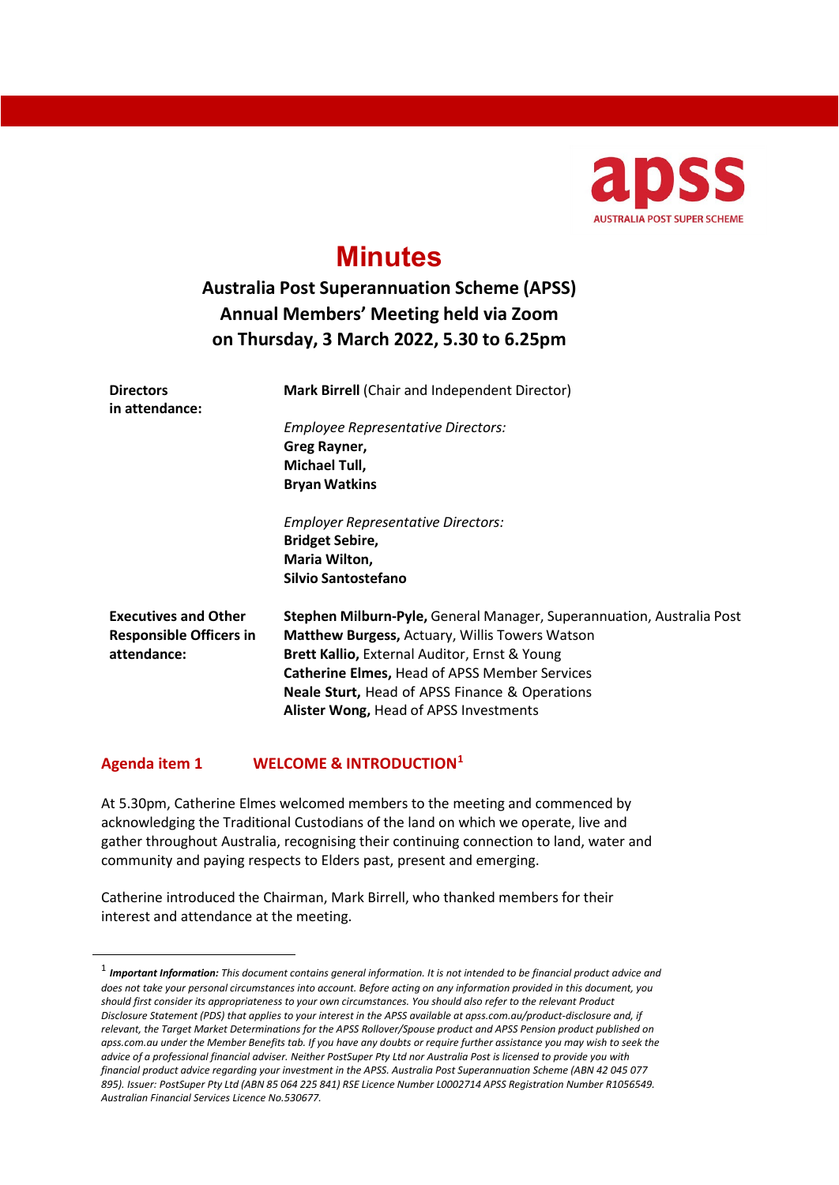apss
AUSTRALIA POST SUPER SCHEME

# Minutes

## Australia Post Superannuation Scheme (APSS) Annual Members' Meeting held via Zoom on Thursday, 3 March 2022, 5.30 to 6.25pm

| | |
|---|---|
| **Directors in attendance:** | **Mark Birrell** (Chair and Independent Director) |
| | *Employee Representative Directors:* **Greg Rayner, Michael Tull, Bryan Watkins** |
| | *Employer Representative Directors:* **Bridget Sebire, Maria Wilton, Silvio Santostefano** |
| **Executives and Other Responsible Officers in attendance:** | **Stephen Milburn-Pyle,** General Manager, Superannuation, Australia Post<br>**Matthew Burgess,** Actuary, Willis Towers Watson<br>**Brett Kallio,** External Auditor, Ernst & Young<br>**Catherine Elmes,** Head of APSS Member Services<br>**Neale Sturt,** Head of APSS Finance & Operations<br>**Alister Wong,** Head of APSS Investments |

### Agenda item 1 WELCOME & INTRODUCTION[1]

At 5.30pm, Catherine Elmes welcomed members to the meeting and commenced by acknowledging the Traditional Custodians of the land on which we operate, live and gather throughout Australia, recognising their continuing connection to land, water and community and paying respects to Elders past, present and emerging.

Catherine introduced the Chairman, Mark Birrell, who thanked members for their interest and attendance at the meeting.

---

[1] ***Important Information:*** *This document contains general information. It is not intended to be financial product advice and does not take your personal circumstances into account. Before acting on any information provided in this document, you should first consider its appropriateness to your own circumstances. You should also refer to the relevant Product Disclosure Statement (PDS) that applies to your interest in the APSS available at apss.com.au/product-disclosure and, if relevant, the Target Market Determinations for the APSS Rollover/Spouse product and APSS Pension product published on apss.com.au under the Member Benefits tab. If you have any doubts or require further assistance you may wish to seek the advice of a professional financial adviser. Neither PostSuper Pty Ltd nor Australia Post is licensed to provide you with financial product advice regarding your investment in the APSS. Australia Post Superannuation Scheme (ABN 42 045 077 895). Issuer: PostSuper Pty Ltd (ABN 85 064 225 841) RSE Licence Number L0002714 APSS Registration Number R1056549. Australian Financial Services Licence No.530677.*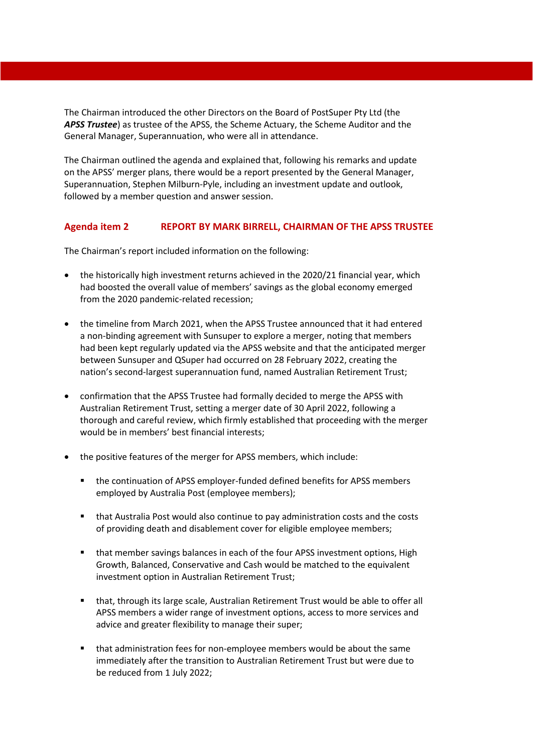The Chairman introduced the other Directors on the Board of PostSuper Pty Ltd (the ***APSS Trustee***) as trustee of the APSS, the Scheme Actuary, the Scheme Auditor and the General Manager, Superannuation, who were all in attendance.

The Chairman outlined the agenda and explained that, following his remarks and update on the APSS' merger plans, there would be a report presented by the General Manager, Superannuation, Stephen Milburn-Pyle, including an investment update and outlook, followed by a member question and answer session.

## Agenda item 2 REPORT BY MARK BIRRELL, CHAIRMAN OF THE APSS TRUSTEE

The Chairman's report included information on the following:

- the historically high investment returns achieved in the 2020/21 financial year, which had boosted the overall value of members' savings as the global economy emerged from the 2020 pandemic-related recession;
- the timeline from March 2021, when the APSS Trustee announced that it had entered a non-binding agreement with Sunsuper to explore a merger, noting that members had been kept regularly updated via the APSS website and that the anticipated merger between Sunsuper and QSuper had occurred on 28 February 2022, creating the nation's second-largest superannuation fund, named Australian Retirement Trust;
- confirmation that the APSS Trustee had formally decided to merge the APSS with Australian Retirement Trust, setting a merger date of 30 April 2022, following a thorough and careful review, which firmly established that proceeding with the merger would be in members' best financial interests;
- the positive features of the merger for APSS members, which include:
    - the continuation of APSS employer-funded defined benefits for APSS members employed by Australia Post (employee members);
    - that Australia Post would also continue to pay administration costs and the costs of providing death and disablement cover for eligible employee members;
    - that member savings balances in each of the four APSS investment options, High Growth, Balanced, Conservative and Cash would be matched to the equivalent investment option in Australian Retirement Trust;
    - that, through its large scale, Australian Retirement Trust would be able to offer all APSS members a wider range of investment options, access to more services and advice and greater flexibility to manage their super;
    - that administration fees for non-employee members would be about the same immediately after the transition to Australian Retirement Trust but were due to be reduced from 1 July 2022;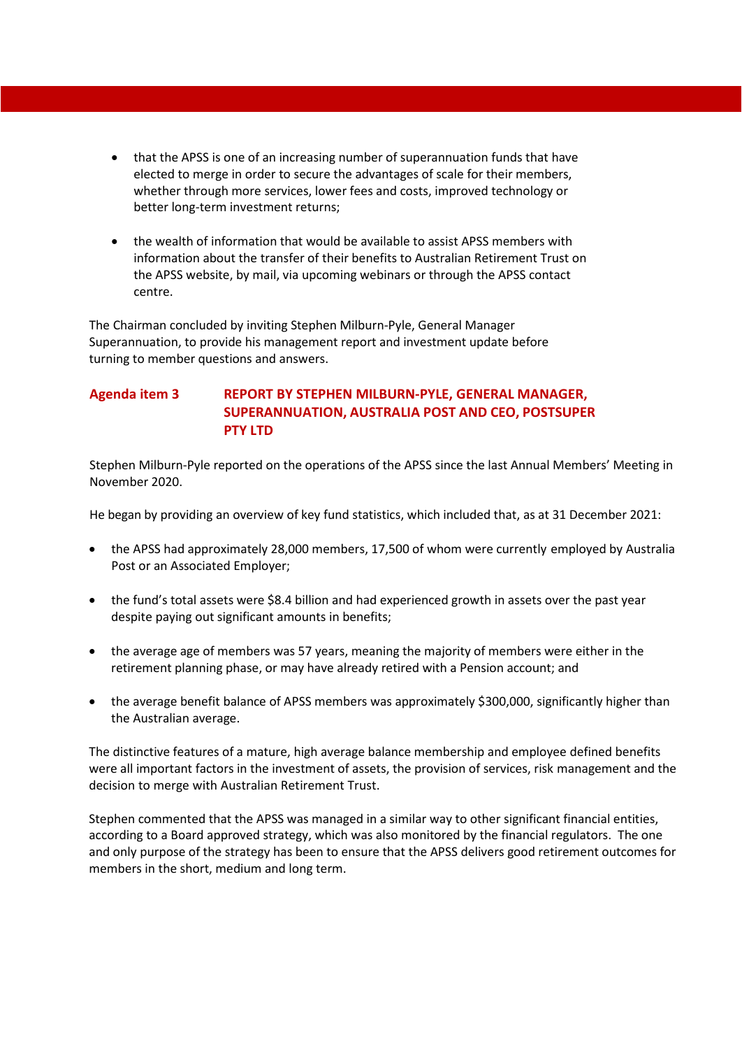- that the APSS is one of an increasing number of superannuation funds that have elected to merge in order to secure the advantages of scale for their members, whether through more services, lower fees and costs, improved technology or better long-term investment returns;

- the wealth of information that would be available to assist APSS members with information about the transfer of their benefits to Australian Retirement Trust on the APSS website, by mail, via upcoming webinars or through the APSS contact centre.

The Chairman concluded by inviting Stephen Milburn-Pyle, General Manager Superannuation, to provide his management report and investment update before turning to member questions and answers.

## Agenda item 3 REPORT BY STEPHEN MILBURN-PYLE, GENERAL MANAGER, SUPERANNUATION, AUSTRALIA POST AND CEO, POSTSUPER PTY LTD

Stephen Milburn-Pyle reported on the operations of the APSS since the last Annual Members' Meeting in November 2020.

He began by providing an overview of key fund statistics, which included that, as at 31 December 2021:

- the APSS had approximately 28,000 members, 17,500 of whom were currently employed by Australia Post or an Associated Employer;

- the fund's total assets were $8.4 billion and had experienced growth in assets over the past year despite paying out significant amounts in benefits;

- the average age of members was 57 years, meaning the majority of members were either in the retirement planning phase, or may have already retired with a Pension account; and

- the average benefit balance of APSS members was approximately $300,000, significantly higher than the Australian average.

The distinctive features of a mature, high average balance membership and employee defined benefits were all important factors in the investment of assets, the provision of services, risk management and the decision to merge with Australian Retirement Trust.

Stephen commented that the APSS was managed in a similar way to other significant financial entities, according to a Board approved strategy, which was also monitored by the financial regulators. The one and only purpose of the strategy has been to ensure that the APSS delivers good retirement outcomes for members in the short, medium and long term.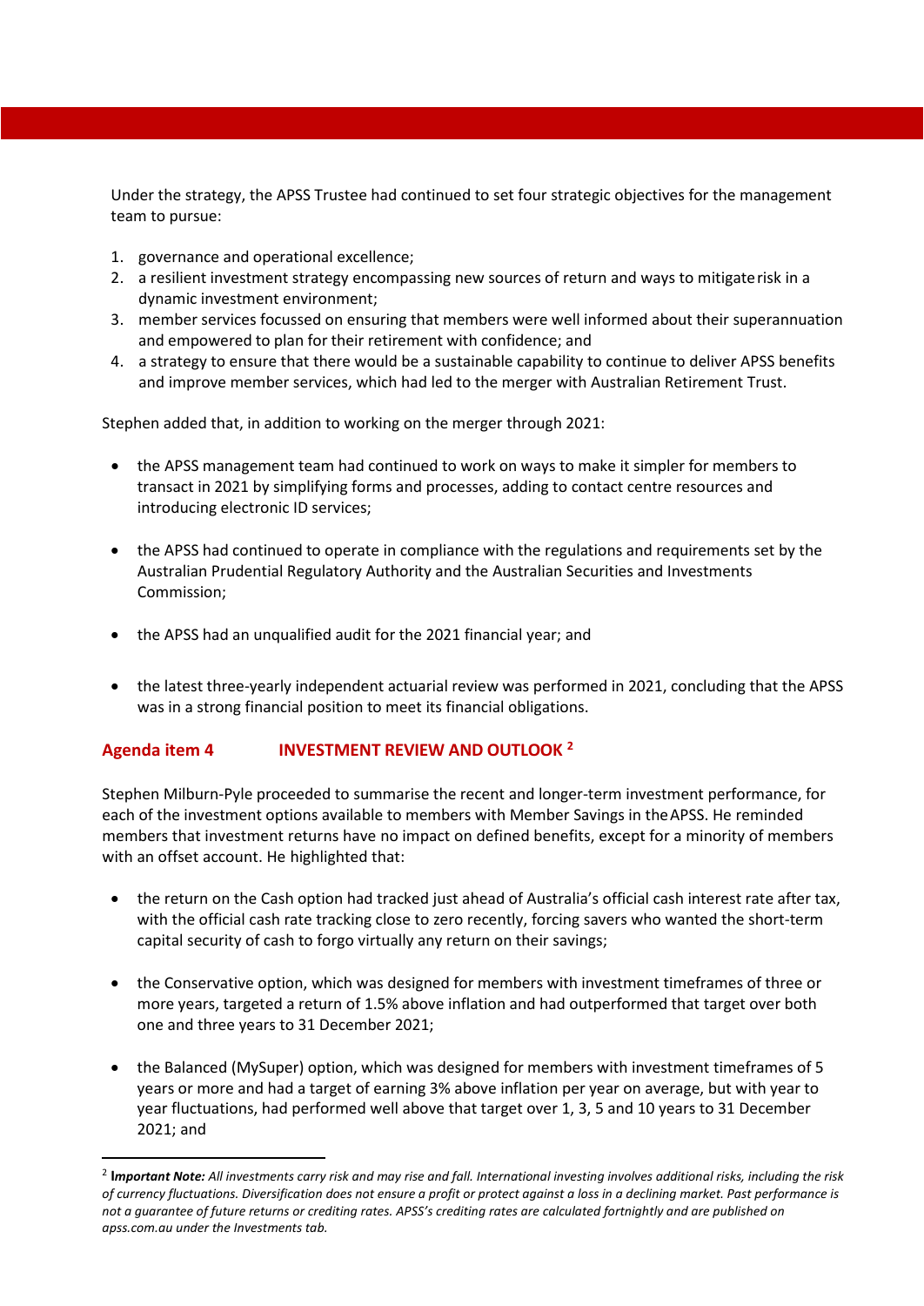Under the strategy, the APSS Trustee had continued to set four strategic objectives for the management team to pursue:

1. governance and operational excellence;
2. a resilient investment strategy encompassing new sources of return and ways to mitigate risk in a dynamic investment environment;
3. member services focussed on ensuring that members were well informed about their superannuation and empowered to plan for their retirement with confidence; and
4. a strategy to ensure that there would be a sustainable capability to continue to deliver APSS benefits and improve member services, which had led to the merger with Australian Retirement Trust.

Stephen added that, in addition to working on the merger through 2021:

- the APSS management team had continued to work on ways to make it simpler for members to transact in 2021 by simplifying forms and processes, adding to contact centre resources and introducing electronic ID services;

- the APSS had continued to operate in compliance with the regulations and requirements set by the Australian Prudential Regulatory Authority and the Australian Securities and Investments Commission;

- the APSS had an unqualified audit for the 2021 financial year; and

- the latest three-yearly independent actuarial review was performed in 2021, concluding that the APSS was in a strong financial position to meet its financial obligations.

## Agenda item 4 INVESTMENT REVIEW AND OUTLOOK [2]

Stephen Milburn-Pyle proceeded to summarise the recent and longer-term investment performance, for each of the investment options available to members with Member Savings in the APSS. He reminded members that investment returns have no impact on defined benefits, except for a minority of members with an offset account. He highlighted that:

- the return on the Cash option had tracked just ahead of Australia's official cash interest rate after tax, with the official cash rate tracking close to zero recently, forcing savers who wanted the short-term capital security of cash to forgo virtually any return on their savings;

- the Conservative option, which was designed for members with investment timeframes of three or more years, targeted a return of 1.5% above inflation and had outperformed that target over both one and three years to 31 December 2021;

- the Balanced (MySuper) option, which was designed for members with investment timeframes of 5 years or more and had a target of earning 3% above inflation per year on average, but with year to year fluctuations, had performed well above that target over 1, 3, 5 and 10 years to 31 December 2021; and

---

[2] ***Important Note:*** *All investments carry risk and may rise and fall. International investing involves additional risks, including the risk of currency fluctuations. Diversification does not ensure a profit or protect against a loss in a declining market. Past performance is not a guarantee of future returns or crediting rates. APSS's crediting rates are calculated fortnightly and are published on apss.com.au under the Investments tab.*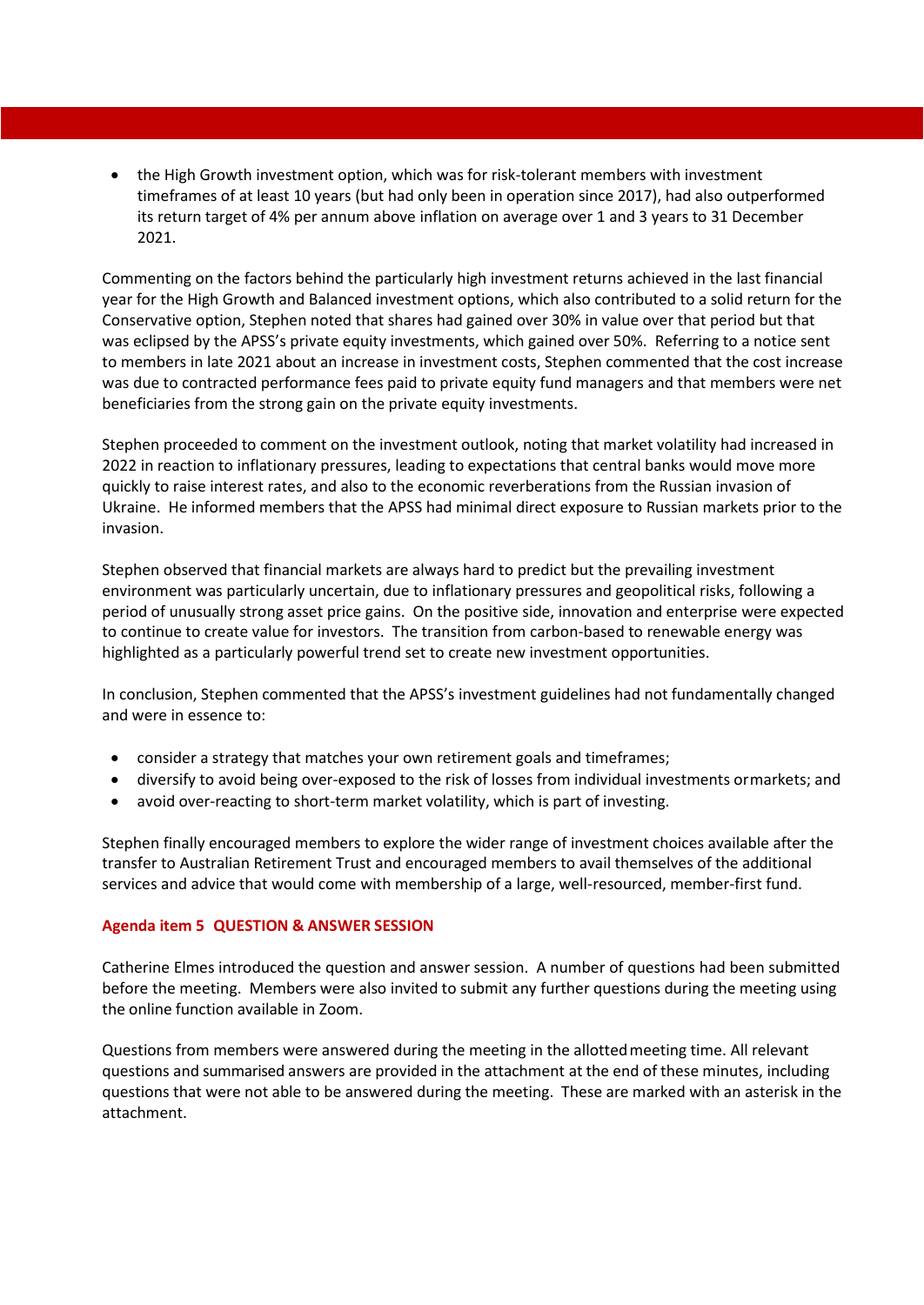- the High Growth investment option, which was for risk-tolerant members with investment timeframes of at least 10 years (but had only been in operation since 2017), had also outperformed its return target of 4% per annum above inflation on average over 1 and 3 years to 31 December 2021.

Commenting on the factors behind the particularly high investment returns achieved in the last financial year for the High Growth and Balanced investment options, which also contributed to a solid return for the Conservative option, Stephen noted that shares had gained over 30% in value over that period but that was eclipsed by the APSS's private equity investments, which gained over 50%. Referring to a notice sent to members in late 2021 about an increase in investment costs, Stephen commented that the cost increase was due to contracted performance fees paid to private equity fund managers and that members were net beneficiaries from the strong gain on the private equity investments.

Stephen proceeded to comment on the investment outlook, noting that market volatility had increased in 2022 in reaction to inflationary pressures, leading to expectations that central banks would move more quickly to raise interest rates, and also to the economic reverberations from the Russian invasion of Ukraine. He informed members that the APSS had minimal direct exposure to Russian markets prior to the invasion.

Stephen observed that financial markets are always hard to predict but the prevailing investment environment was particularly uncertain, due to inflationary pressures and geopolitical risks, following a period of unusually strong asset price gains. On the positive side, innovation and enterprise were expected to continue to create value for investors. The transition from carbon-based to renewable energy was highlighted as a particularly powerful trend set to create new investment opportunities.

In conclusion, Stephen commented that the APSS's investment guidelines had not fundamentally changed and were in essence to:

- consider a strategy that matches your own retirement goals and timeframes;
- diversify to avoid being over-exposed to the risk of losses from individual investments ormarkets; and
- avoid over-reacting to short-term market volatility, which is part of investing.

Stephen finally encouraged members to explore the wider range of investment choices available after the transfer to Australian Retirement Trust and encouraged members to avail themselves of the additional services and advice that would come with membership of a large, well-resourced, member-first fund.

### Agenda item 5 QUESTION & ANSWER SESSION

Catherine Elmes introduced the question and answer session. A number of questions had been submitted before the meeting. Members were also invited to submit any further questions during the meeting using the online function available in Zoom.

Questions from members were answered during the meeting in the allotted meeting time. All relevant questions and summarised answers are provided in the attachment at the end of these minutes, including questions that were not able to be answered during the meeting. These are marked with an asterisk in the attachment.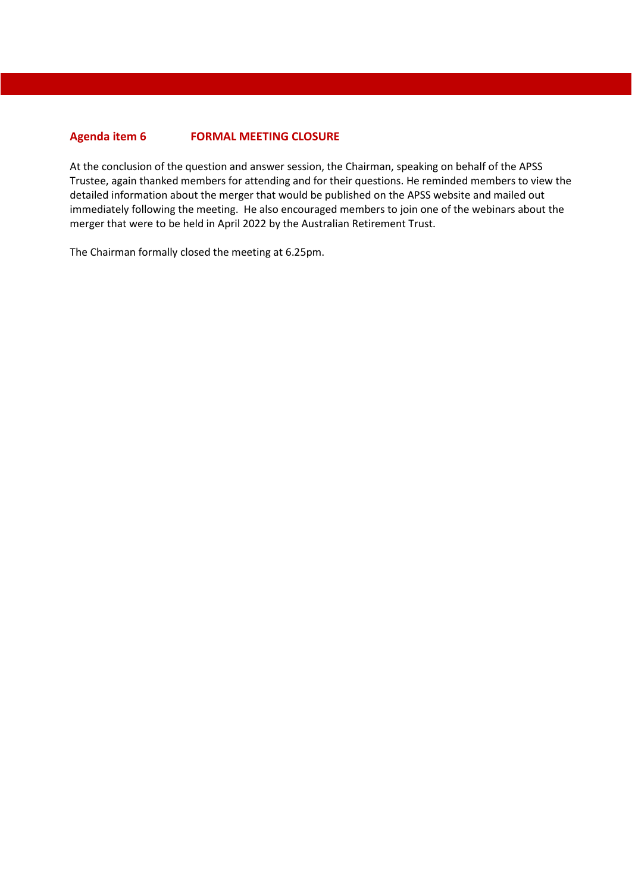## Agenda item 6 FORMAL MEETING CLOSURE

At the conclusion of the question and answer session, the Chairman, speaking on behalf of the APSS Trustee, again thanked members for attending and for their questions. He reminded members to view the detailed information about the merger that would be published on the APSS website and mailed out immediately following the meeting. He also encouraged members to join one of the webinars about the merger that were to be held in April 2022 by the Australian Retirement Trust.

The Chairman formally closed the meeting at 6.25pm.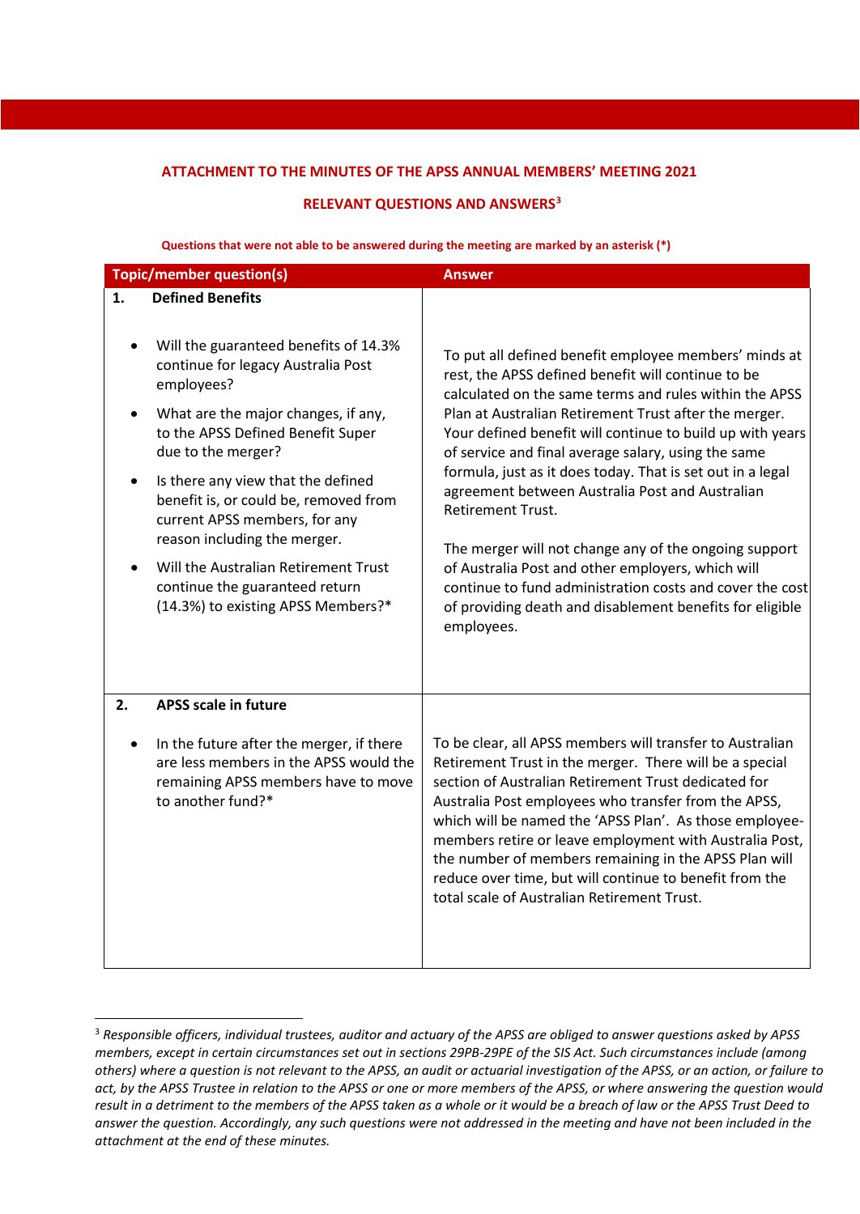## ATTACHMENT TO THE MINUTES OF THE APSS ANNUAL MEMBERS' MEETING 2021

## RELEVANT QUESTIONS AND ANSWERS[3]

**Questions that were not able to be answered during the meeting are marked by an asterisk (*)**

| Topic/member question(s) | Answer |
|---|---|
| **1. Defined Benefits**<br><br>• Will the guaranteed benefits of 14.3% continue for legacy Australia Post employees?<br>• What are the major changes, if any, to the APSS Defined Benefit Super due to the merger?<br>• Is there any view that the defined benefit is, or could be, removed from current APSS members, for any reason including the merger.<br>• Will the Australian Retirement Trust continue the guaranteed return (14.3%) to existing APSS Members?* | To put all defined benefit employee members' minds at rest, the APSS defined benefit will continue to be calculated on the same terms and rules within the APSS Plan at Australian Retirement Trust after the merger. Your defined benefit will continue to build up with years of service and final average salary, using the same formula, just as it does today. That is set out in a legal agreement between Australia Post and Australian Retirement Trust.<br><br>The merger will not change any of the ongoing support of Australia Post and other employers, which will continue to fund administration costs and cover the cost of providing death and disablement benefits for eligible employees. |
| **2. APSS scale in future**<br><br>• In the future after the merger, if there are less members in the APSS would the remaining APSS members have to move to another fund?* | To be clear, all APSS members will transfer to Australian Retirement Trust in the merger. There will be a special section of Australian Retirement Trust dedicated for Australia Post employees who transfer from the APSS, which will be named the 'APSS Plan'. As those employee-members retire or leave employment with Australia Post, the number of members remaining in the APSS Plan will reduce over time, but will continue to benefit from the total scale of Australian Retirement Trust. |

---

[3] *Responsible officers, individual trustees, auditor and actuary of the APSS are obliged to answer questions asked by APSS members, except in certain circumstances set out in sections 29PB-29PE of the SIS Act. Such circumstances include (among others) where a question is not relevant to the APSS, an audit or actuarial investigation of the APSS, or an action, or failure to act, by the APSS Trustee in relation to the APSS or one or more members of the APSS, or where answering the question would result in a detriment to the members of the APSS taken as a whole or it would be a breach of law or the APSS Trust Deed to answer the question. Accordingly, any such questions were not addressed in the meeting and have not been included in the attachment at the end of these minutes.*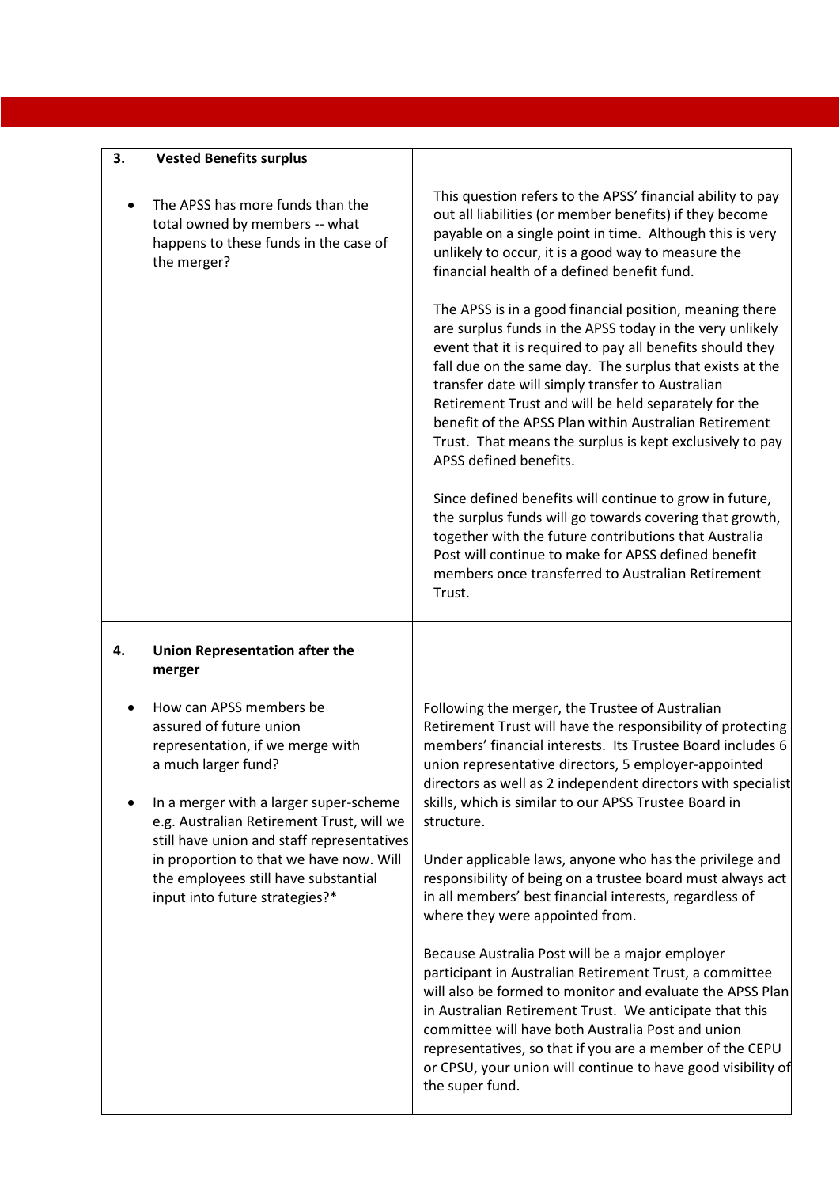| 3. **Vested Benefits surplus** | |
|---|---|
| • The APSS has more funds than the total owned by members -- what happens to these funds in the case of the merger? | This question refers to the APSS' financial ability to pay out all liabilities (or member benefits) if they become payable on a single point in time. Although this is very unlikely to occur, it is a good way to measure the financial health of a defined benefit fund.<br><br>The APSS is in a good financial position, meaning there are surplus funds in the APSS today in the very unlikely event that it is required to pay all benefits should they fall due on the same day. The surplus that exists at the transfer date will simply transfer to Australian Retirement Trust and will be held separately for the benefit of the APSS Plan within Australian Retirement Trust. That means the surplus is kept exclusively to pay APSS defined benefits.<br><br>Since defined benefits will continue to grow in future, the surplus funds will go towards covering that growth, together with the future contributions that Australia Post will continue to make for APSS defined benefit members once transferred to Australian Retirement Trust. |
| 4. **Union Representation after the merger** | |
| • How can APSS members be assured of future union representation, if we merge with a much larger fund?<br><br>• In a merger with a larger super-scheme e.g. Australian Retirement Trust, will we still have union and staff representatives in proportion to that we have now. Will the employees still have substantial input into future strategies?* | Following the merger, the Trustee of Australian Retirement Trust will have the responsibility of protecting members' financial interests. Its Trustee Board includes 6 union representative directors, 5 employer-appointed directors as well as 2 independent directors with specialist skills, which is similar to our APSS Trustee Board in structure.<br><br>Under applicable laws, anyone who has the privilege and responsibility of being on a trustee board must always act in all members' best financial interests, regardless of where they were appointed from.<br><br>Because Australia Post will be a major employer participant in Australian Retirement Trust, a committee will also be formed to monitor and evaluate the APSS Plan in Australian Retirement Trust. We anticipate that this committee will have both Australia Post and union representatives, so that if you are a member of the CEPU or CPSU, your union will continue to have good visibility of the super fund. |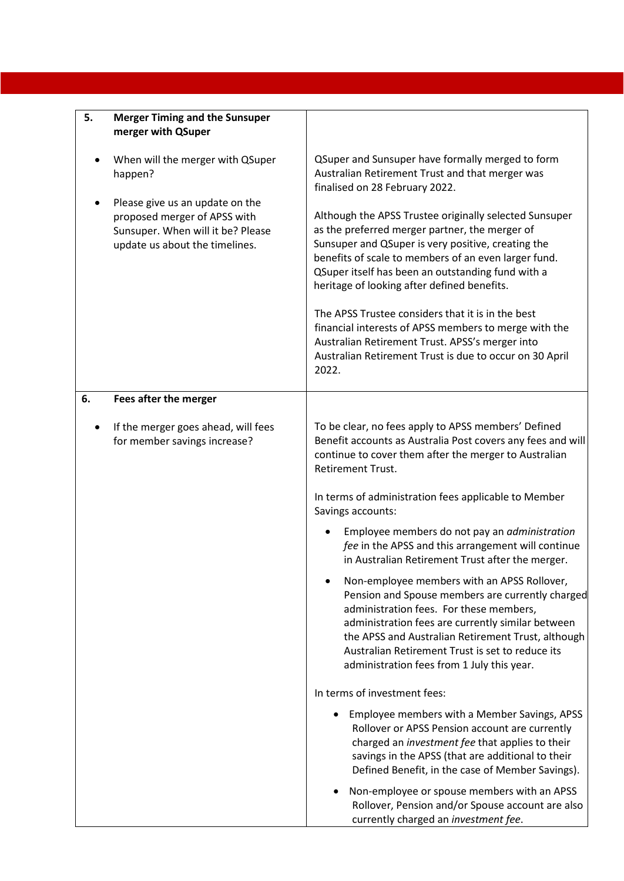| 5. **Merger Timing and the Sunsuper merger with QSuper** | |
|---|---|
| • When will the merger with QSuper happen?<br><br>• Please give us an update on the proposed merger of APSS with Sunsuper. When will it be? Please update us about the timelines. | QSuper and Sunsuper have formally merged to form Australian Retirement Trust and that merger was finalised on 28 February 2022.<br><br>Although the APSS Trustee originally selected Sunsuper as the preferred merger partner, the merger of Sunsuper and QSuper is very positive, creating the benefits of scale to members of an even larger fund. QSuper itself has been an outstanding fund with a heritage of looking after defined benefits.<br><br>The APSS Trustee considers that it is in the best financial interests of APSS members to merge with the Australian Retirement Trust. APSS's merger into Australian Retirement Trust is due to occur on 30 April 2022. |
| 6. **Fees after the merger** | |
| • If the merger goes ahead, will fees for member savings increase? | To be clear, no fees apply to APSS members' Defined Benefit accounts as Australia Post covers any fees and will continue to cover them after the merger to Australian Retirement Trust.<br><br>In terms of administration fees applicable to Member Savings accounts:<br><br>• Employee members do not pay an *administration fee* in the APSS and this arrangement will continue in Australian Retirement Trust after the merger.<br><br>• Non-employee members with an APSS Rollover, Pension and Spouse members are currently charged administration fees. For these members, administration fees are currently similar between the APSS and Australian Retirement Trust, although Australian Retirement Trust is set to reduce its administration fees from 1 July this year.<br><br>In terms of investment fees:<br><br>• Employee members with a Member Savings, APSS Rollover or APSS Pension account are currently charged an *investment fee* that applies to their savings in the APSS (that are additional to their Defined Benefit, in the case of Member Savings).<br><br>• Non-employee or spouse members with an APSS Rollover, Pension and/or Spouse account are also currently charged an *investment fee*. |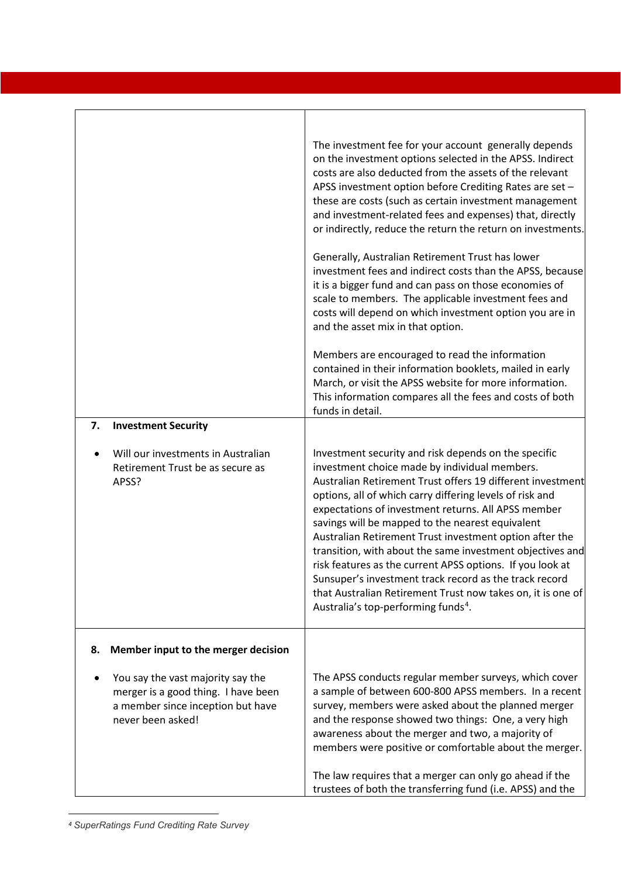| | |
|---|---|
| | The investment fee for your account generally depends on the investment options selected in the APSS. Indirect costs are also deducted from the assets of the relevant APSS investment option before Crediting Rates are set – these are costs (such as certain investment management and investment-related fees and expenses) that, directly or indirectly, reduce the return the return on investments.<br><br>Generally, Australian Retirement Trust has lower investment fees and indirect costs than the APSS, because it is a bigger fund and can pass on those economies of scale to members. The applicable investment fees and costs will depend on which investment option you are in and the asset mix in that option.<br><br>Members are encouraged to read the information contained in their information booklets, mailed in early March, or visit the APSS website for more information. This information compares all the fees and costs of both funds in detail. |
| **7. Investment Security**<br><br>• Will our investments in Australian Retirement Trust be as secure as APSS? | Investment security and risk depends on the specific investment choice made by individual members. Australian Retirement Trust offers 19 different investment options, all of which carry differing levels of risk and expectations of investment returns. All APSS member savings will be mapped to the nearest equivalent Australian Retirement Trust investment option after the transition, with about the same investment objectives and risk features as the current APSS options. If you look at Sunsuper's investment track record as the track record that Australian Retirement Trust now takes on, it is one of Australia's top-performing funds[4]. |
| **8. Member input to the merger decision**<br><br>• You say the vast majority say the merger is a good thing. I have been a member since inception but have never been asked! | The APSS conducts regular member surveys, which cover a sample of between 600-800 APSS members. In a recent survey, members were asked about the planned merger and the response showed two things: One, a very high awareness about the merger and two, a majority of members were positive or comfortable about the merger.<br><br>The law requires that a merger can only go ahead if the trustees of both the transferring fund (i.e. APSS) and the |

[4] *SuperRatings Fund Crediting Rate Survey*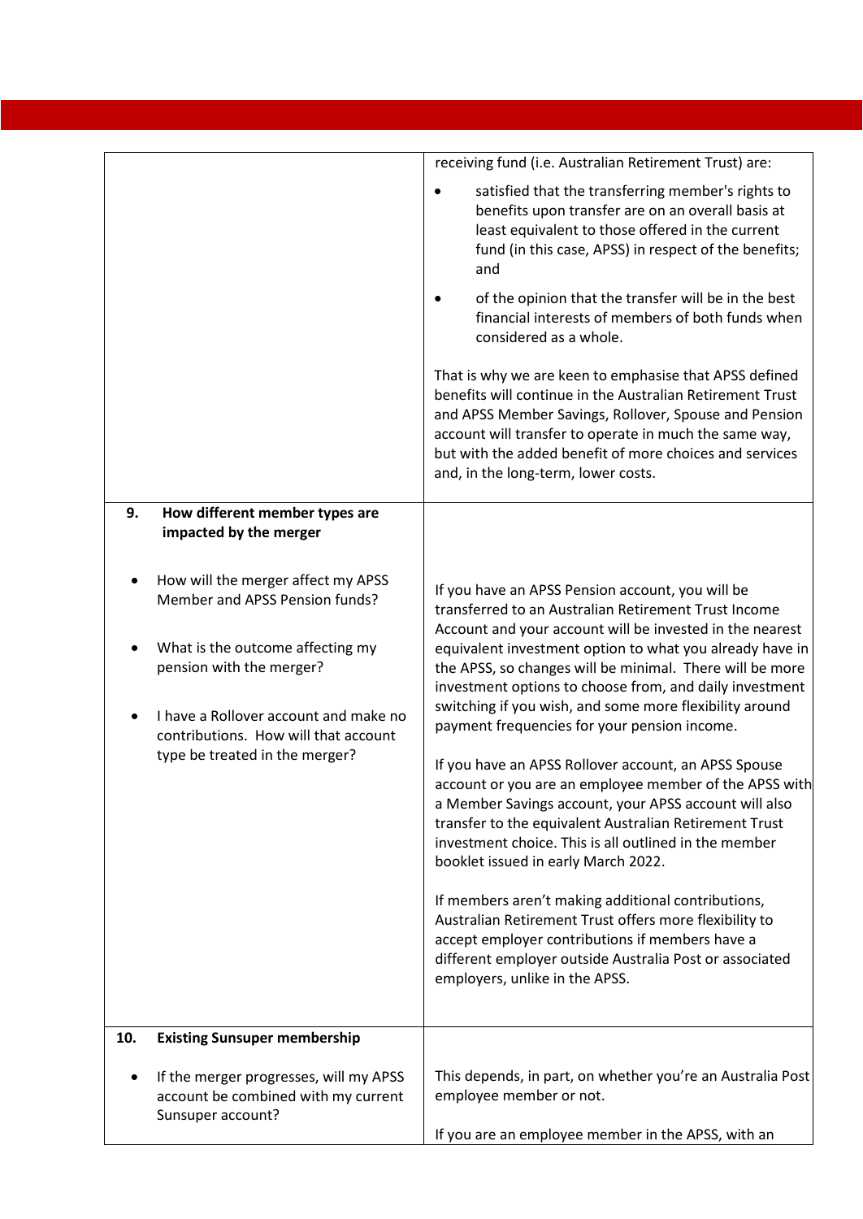| | |
|---|---|
| | receiving fund (i.e. Australian Retirement Trust) are:<br>• satisfied that the transferring member's rights to benefits upon transfer are on an overall basis at least equivalent to those offered in the current fund (in this case, APSS) in respect of the benefits; and<br>• of the opinion that the transfer will be in the best financial interests of members of both funds when considered as a whole.<br><br>That is why we are keen to emphasise that APSS defined benefits will continue in the Australian Retirement Trust and APSS Member Savings, Rollover, Spouse and Pension account will transfer to operate in much the same way, but with the added benefit of more choices and services and, in the long-term, lower costs. |
| **9. How different member types are impacted by the merger**<br><br>• How will the merger affect my APSS Member and APSS Pension funds?<br>• What is the outcome affecting my pension with the merger?<br>• I have a Rollover account and make no contributions. How will that account type be treated in the merger? | If you have an APSS Pension account, you will be transferred to an Australian Retirement Trust Income Account and your account will be invested in the nearest equivalent investment option to what you already have in the APSS, so changes will be minimal. There will be more investment options to choose from, and daily investment switching if you wish, and some more flexibility around payment frequencies for your pension income.<br><br>If you have an APSS Rollover account, an APSS Spouse account or you are an employee member of the APSS with a Member Savings account, your APSS account will also transfer to the equivalent Australian Retirement Trust investment choice. This is all outlined in the member booklet issued in early March 2022.<br><br>If members aren't making additional contributions, Australian Retirement Trust offers more flexibility to accept employer contributions if members have a different employer outside Australia Post or associated employers, unlike in the APSS. |
| **10. Existing Sunsuper membership**<br><br>• If the merger progresses, will my APSS account be combined with my current Sunsuper account? | This depends, in part, on whether you're an Australia Post employee member or not.<br><br>If you are an employee member in the APSS, with an |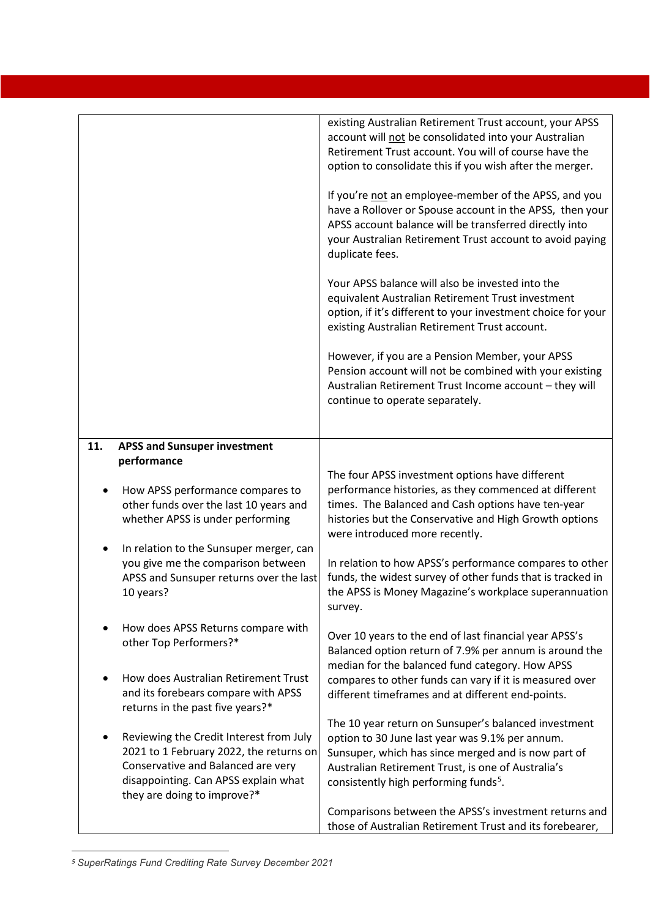| | |
|---|---|
| | existing Australian Retirement Trust account, your APSS account will not be consolidated into your Australian Retirement Trust account. You will of course have the option to consolidate this if you wish after the merger.<br><br>If you're not an employee-member of the APSS, and you have a Rollover or Spouse account in the APSS, then your APSS account balance will be transferred directly into your Australian Retirement Trust account to avoid paying duplicate fees.<br><br>Your APSS balance will also be invested into the equivalent Australian Retirement Trust investment option, if it's different to your investment choice for your existing Australian Retirement Trust account.<br><br>However, if you are a Pension Member, your APSS Pension account will not be combined with your existing Australian Retirement Trust Income account – they will continue to operate separately. |
| **11. APSS and Sunsuper investment performance**<br><br>• How APSS performance compares to other funds over the last 10 years and whether APSS is under performing<br><br>• In relation to the Sunsuper merger, can you give me the comparison between APSS and Sunsuper returns over the last 10 years?<br><br>• How does APSS Returns compare with other Top Performers?*<br><br>• How does Australian Retirement Trust and its forebears compare with APSS returns in the past five years?*<br><br>• Reviewing the Credit Interest from July 2021 to 1 February 2022, the returns on Conservative and Balanced are very disappointing. Can APSS explain what they are doing to improve?* | The four APSS investment options have different performance histories, as they commenced at different times. The Balanced and Cash options have ten-year histories but the Conservative and High Growth options were introduced more recently.<br><br>In relation to how APSS's performance compares to other funds, the widest survey of other funds that is tracked in the APSS is Money Magazine's workplace superannuation survey.<br><br>Over 10 years to the end of last financial year APSS's Balanced option return of 7.9% per annum is around the median for the balanced fund category. How APSS compares to other funds can vary if it is measured over different timeframes and at different end-points.<br><br>The 10 year return on Sunsuper's balanced investment option to 30 June last year was 9.1% per annum. Sunsuper, which has since merged and is now part of Australian Retirement Trust, is one of Australia's consistently high performing funds[5].<br><br>Comparisons between the APSS's investment returns and those of Australian Retirement Trust and its forebearer, |

[5] *SuperRatings Fund Crediting Rate Survey December 2021*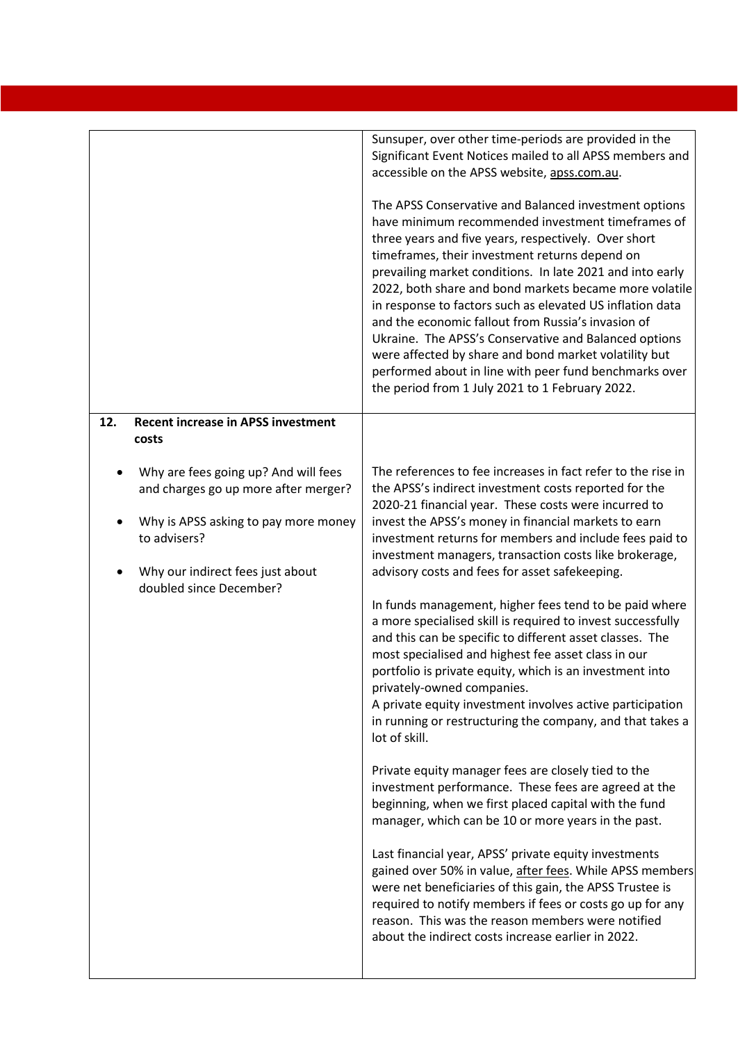| | |
|---|---|
| | Sunsuper, over other time-periods are provided in the Significant Event Notices mailed to all APSS members and accessible on the APSS website, apss.com.au.<br><br>The APSS Conservative and Balanced investment options have minimum recommended investment timeframes of three years and five years, respectively. Over short timeframes, their investment returns depend on prevailing market conditions. In late 2021 and into early 2022, both share and bond markets became more volatile in response to factors such as elevated US inflation data and the economic fallout from Russia's invasion of Ukraine. The APSS's Conservative and Balanced options were affected by share and bond market volatility but performed about in line with peer fund benchmarks over the period from 1 July 2021 to 1 February 2022. |
| **12. Recent increase in APSS investment costs**<br><br>• Why are fees going up? And will fees and charges go up more after merger?<br><br>• Why is APSS asking to pay more money to advisers?<br><br>• Why our indirect fees just about doubled since December? | The references to fee increases in fact refer to the rise in the APSS's indirect investment costs reported for the 2020-21 financial year. These costs were incurred to invest the APSS's money in financial markets to earn investment returns for members and include fees paid to investment managers, transaction costs like brokerage, advisory costs and fees for asset safekeeping.<br><br>In funds management, higher fees tend to be paid where a more specialised skill is required to invest successfully and this can be specific to different asset classes. The most specialised and highest fee asset class in our portfolio is private equity, which is an investment into privately-owned companies.<br>A private equity investment involves active participation in running or restructuring the company, and that takes a lot of skill.<br><br>Private equity manager fees are closely tied to the investment performance. These fees are agreed at the beginning, when we first placed capital with the fund manager, which can be 10 or more years in the past.<br><br>Last financial year, APSS' private equity investments gained over 50% in value, after fees. While APSS members were net beneficiaries of this gain, the APSS Trustee is required to notify members if fees or costs go up for any reason. This was the reason members were notified about the indirect costs increase earlier in 2022. |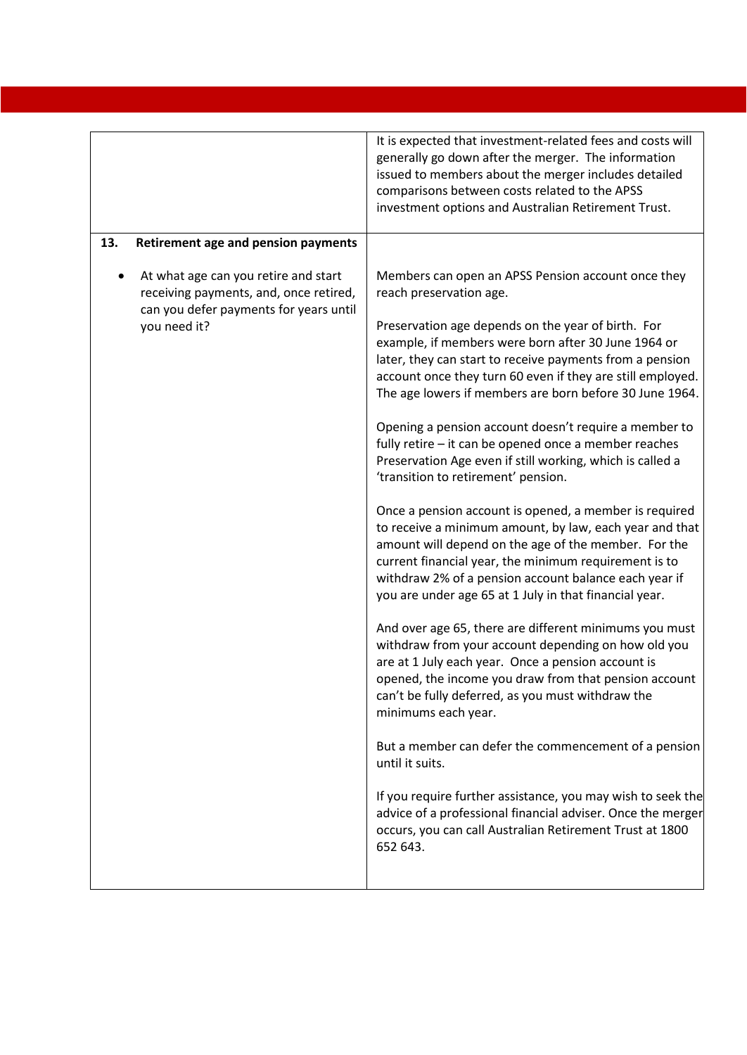| | |
|---|---|
| | It is expected that investment-related fees and costs will generally go down after the merger. The information issued to members about the merger includes detailed comparisons between costs related to the APSS investment options and Australian Retirement Trust. |
| **13. Retirement age and pension payments** <br><br> • At what age can you retire and start receiving payments, and, once retired, can you defer payments for years until you need it? | Members can open an APSS Pension account once they reach preservation age. <br><br> Preservation age depends on the year of birth. For example, if members were born after 30 June 1964 or later, they can start to receive payments from a pension account once they turn 60 even if they are still employed. The age lowers if members are born before 30 June 1964. <br><br> Opening a pension account doesn't require a member to fully retire – it can be opened once a member reaches Preservation Age even if still working, which is called a 'transition to retirement' pension. <br><br> Once a pension account is opened, a member is required to receive a minimum amount, by law, each year and that amount will depend on the age of the member. For the current financial year, the minimum requirement is to withdraw 2% of a pension account balance each year if you are under age 65 at 1 July in that financial year. <br><br> And over age 65, there are different minimums you must withdraw from your account depending on how old you are at 1 July each year. Once a pension account is opened, the income you draw from that pension account can't be fully deferred, as you must withdraw the minimums each year. <br><br> But a member can defer the commencement of a pension until it suits. <br><br> If you require further assistance, you may wish to seek the advice of a professional financial adviser. Once the merger occurs, you can call Australian Retirement Trust at 1800 652 643. |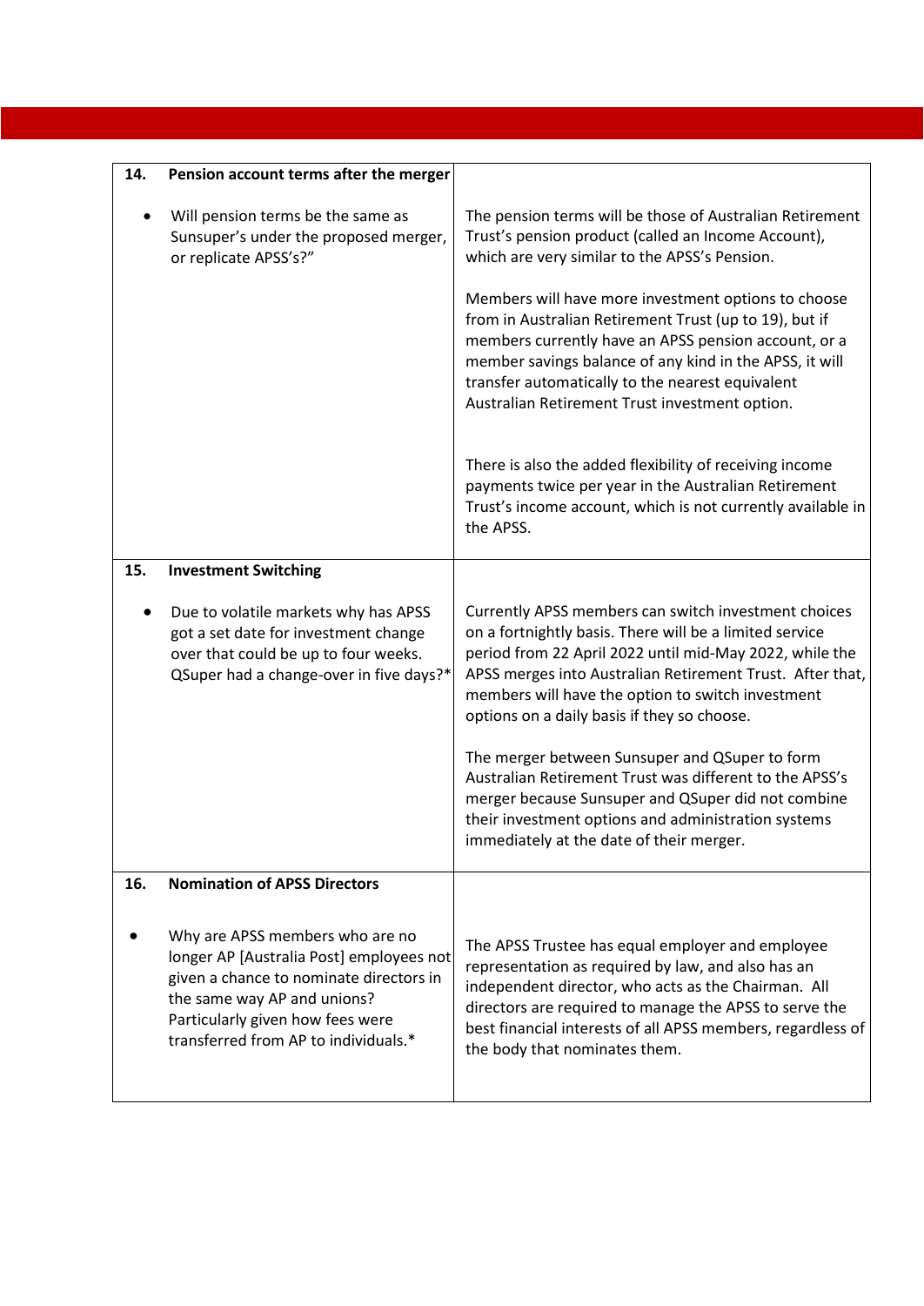| | |
|---|---|
| **14. Pension account terms after the merger** | |
| • Will pension terms be the same as Sunsuper's under the proposed merger, or replicate APSS's?" | The pension terms will be those of Australian Retirement Trust's pension product (called an Income Account), which are very similar to the APSS's Pension.<br><br>Members will have more investment options to choose from in Australian Retirement Trust (up to 19), but if members currently have an APSS pension account, or a member savings balance of any kind in the APSS, it will transfer automatically to the nearest equivalent Australian Retirement Trust investment option.<br><br>There is also the added flexibility of receiving income payments twice per year in the Australian Retirement Trust's income account, which is not currently available in the APSS. |
| **15. Investment Switching** | |
| • Due to volatile markets why has APSS got a set date for investment change over that could be up to four weeks. QSuper had a change-over in five days?* | Currently APSS members can switch investment choices on a fortnightly basis. There will be a limited service period from 22 April 2022 until mid-May 2022, while the APSS merges into Australian Retirement Trust. After that, members will have the option to switch investment options on a daily basis if they so choose.<br><br>The merger between Sunsuper and QSuper to form Australian Retirement Trust was different to the APSS's merger because Sunsuper and QSuper did not combine their investment options and administration systems immediately at the date of their merger. |
| **16. Nomination of APSS Directors** | |
| • Why are APSS members who are no longer AP [Australia Post] employees not given a chance to nominate directors in the same way AP and unions? Particularly given how fees were transferred from AP to individuals.* | The APSS Trustee has equal employer and employee representation as required by law, and also has an independent director, who acts as the Chairman. All directors are required to manage the APSS to serve the best financial interests of all APSS members, regardless of the body that nominates them. |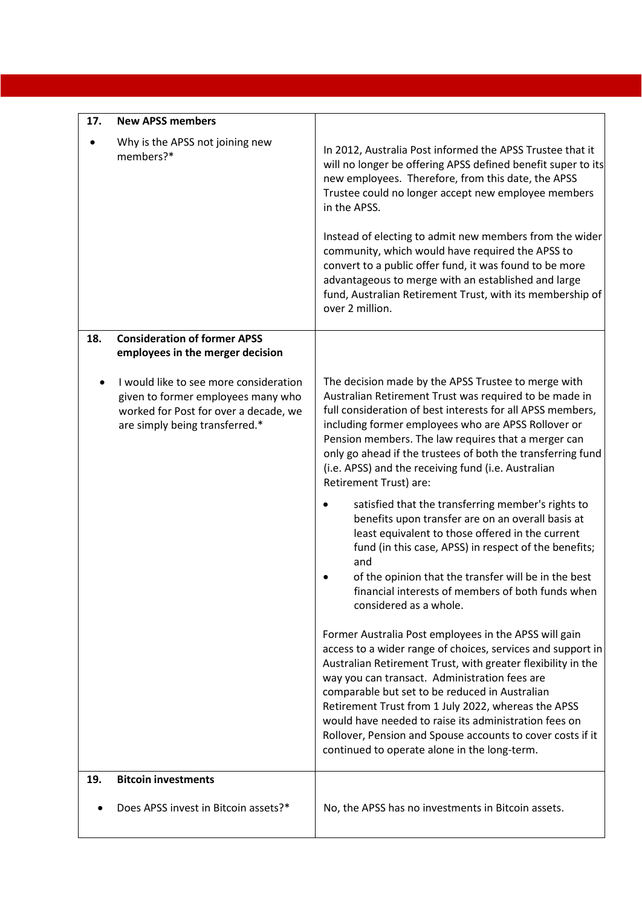| | |
|---|---|
| **17. New APSS members**<br><br>• Why is the APSS not joining new members?* | In 2012, Australia Post informed the APSS Trustee that it will no longer be offering APSS defined benefit super to its new employees. Therefore, from this date, the APSS Trustee could no longer accept new employee members in the APSS.<br><br>Instead of electing to admit new members from the wider community, which would have required the APSS to convert to a public offer fund, it was found to be more advantageous to merge with an established and large fund, Australian Retirement Trust, with its membership of over 2 million. |
| **18. Consideration of former APSS employees in the merger decision**<br><br>• I would like to see more consideration given to former employees many who worked for Post for over a decade, we are simply being transferred.* | The decision made by the APSS Trustee to merge with Australian Retirement Trust was required to be made in full consideration of best interests for all APSS members, including former employees who are APSS Rollover or Pension members. The law requires that a merger can only go ahead if the trustees of both the transferring fund (i.e. APSS) and the receiving fund (i.e. Australian Retirement Trust) are:<br><br>• satisfied that the transferring member's rights to benefits upon transfer are on an overall basis at least equivalent to those offered in the current fund (in this case, APSS) in respect of the benefits; and<br>• of the opinion that the transfer will be in the best financial interests of members of both funds when considered as a whole.<br><br>Former Australia Post employees in the APSS will gain access to a wider range of choices, services and support in Australian Retirement Trust, with greater flexibility in the way you can transact. Administration fees are comparable but set to be reduced in Australian Retirement Trust from 1 July 2022, whereas the APSS would have needed to raise its administration fees on Rollover, Pension and Spouse accounts to cover costs if it continued to operate alone in the long-term. |
| **19. Bitcoin investments**<br><br>• Does APSS invest in Bitcoin assets?* | No, the APSS has no investments in Bitcoin assets. |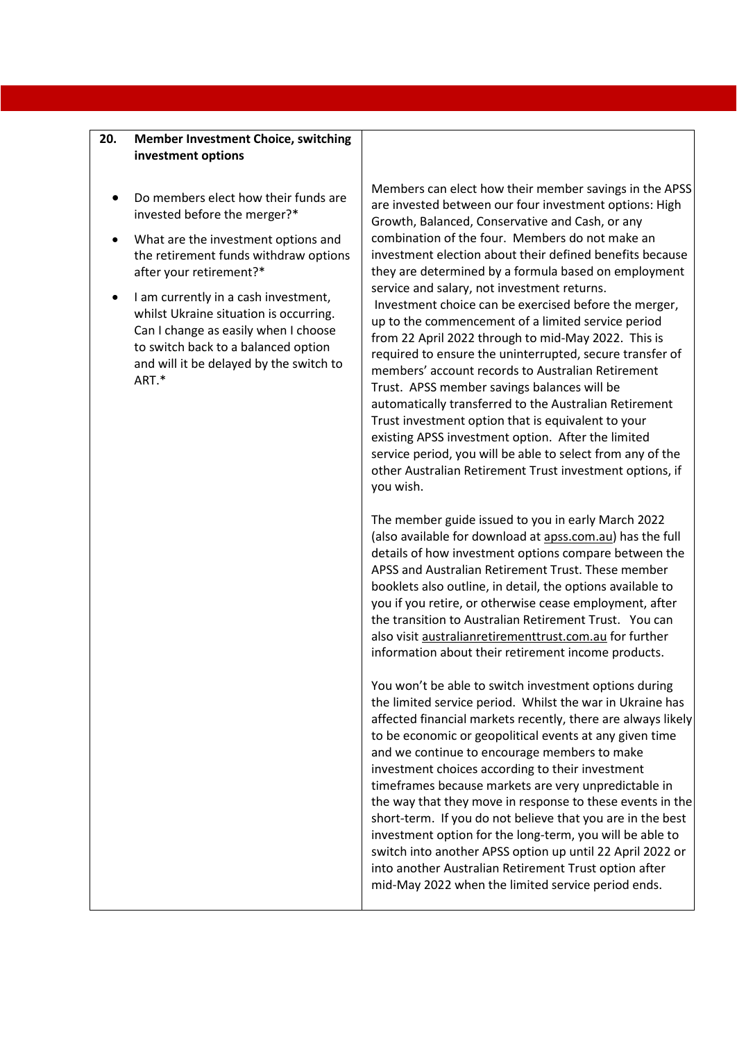| **20.** **Member Investment Choice, switching investment options** | |
|---|---|
| • Do members elect how their funds are invested before the merger?*<br>• What are the investment options and the retirement funds withdraw options after your retirement?*<br>• I am currently in a cash investment, whilst Ukraine situation is occurring. Can I change as easily when I choose to switch back to a balanced option and will it be delayed by the switch to ART.* | Members can elect how their member savings in the APSS are invested between our four investment options: High Growth, Balanced, Conservative and Cash, or any combination of the four. Members do not make an investment election about their defined benefits because they are determined by a formula based on employment service and salary, not investment returns.<br>Investment choice can be exercised before the merger, up to the commencement of a limited service period from 22 April 2022 through to mid-May 2022. This is required to ensure the uninterrupted, secure transfer of members' account records to Australian Retirement Trust. APSS member savings balances will be automatically transferred to the Australian Retirement Trust investment option that is equivalent to your existing APSS investment option. After the limited service period, you will be able to select from any of the other Australian Retirement Trust investment options, if you wish.<br><br>The member guide issued to you in early March 2022 (also available for download at apss.com.au) has the full details of how investment options compare between the APSS and Australian Retirement Trust. These member booklets also outline, in detail, the options available to you if you retire, or otherwise cease employment, after the transition to Australian Retirement Trust. You can also visit australianretirementtrust.com.au for further information about their retirement income products.<br><br>You won't be able to switch investment options during the limited service period. Whilst the war in Ukraine has affected financial markets recently, there are always likely to be economic or geopolitical events at any given time and we continue to encourage members to make investment choices according to their investment timeframes because markets are very unpredictable in the way that they move in response to these events in the short-term. If you do not believe that you are in the best investment option for the long-term, you will be able to switch into another APSS option up until 22 April 2022 or into another Australian Retirement Trust option after mid-May 2022 when the limited service period ends. |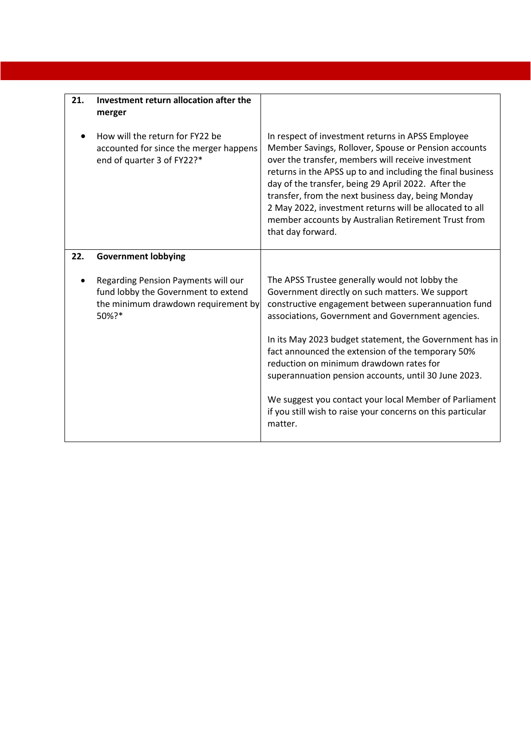| | |
|---|---|
| **21. Investment return allocation after the merger** | |
| • How will the return for FY22 be accounted for since the merger happens end of quarter 3 of FY22?* | In respect of investment returns in APSS Employee Member Savings, Rollover, Spouse or Pension accounts over the transfer, members will receive investment returns in the APSS up to and including the final business day of the transfer, being 29 April 2022. After the transfer, from the next business day, being Monday 2 May 2022, investment returns will be allocated to all member accounts by Australian Retirement Trust from that day forward. |
| **22. Government lobbying** | |
| • Regarding Pension Payments will our fund lobby the Government to extend the minimum drawdown requirement by 50%?* | The APSS Trustee generally would not lobby the Government directly on such matters. We support constructive engagement between superannuation fund associations, Government and Government agencies.<br><br>In its May 2023 budget statement, the Government has in fact announced the extension of the temporary 50% reduction on minimum drawdown rates for superannuation pension accounts, until 30 June 2023.<br><br>We suggest you contact your local Member of Parliament if you still wish to raise your concerns on this particular matter. |